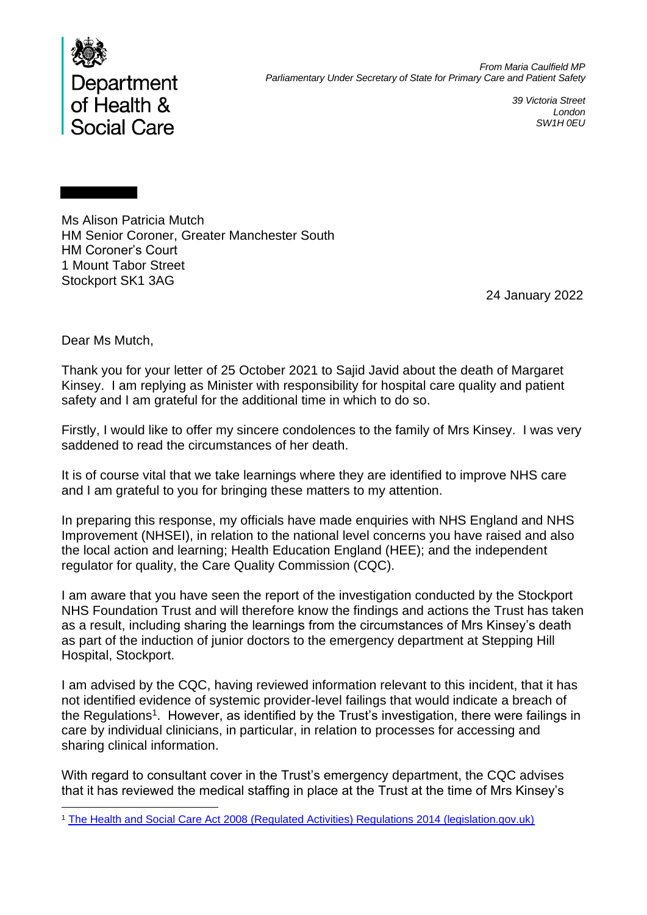Department of Health & Social Care

*From Maria Caulfield MP*
*Parliamentary Under Secretary of State for Primary Care and Patient Safety*

*39 Victoria Street*
*London*
*SW1H 0EU*

Ms Alison Patricia Mutch
HM Senior Coroner, Greater Manchester South
HM Coroner's Court
1 Mount Tabor Street
Stockport SK1 3AG

24 January 2022

Dear Ms Mutch,

Thank you for your letter of 25 October 2021 to Sajid Javid about the death of Margaret Kinsey. I am replying as Minister with responsibility for hospital care quality and patient safety and I am grateful for the additional time in which to do so.

Firstly, I would like to offer my sincere condolences to the family of Mrs Kinsey. I was very saddened to read the circumstances of her death.

It is of course vital that we take learnings where they are identified to improve NHS care and I am grateful to you for bringing these matters to my attention.

In preparing this response, my officials have made enquiries with NHS England and NHS Improvement (NHSEI), in relation to the national level concerns you have raised and also the local action and learning; Health Education England (HEE); and the independent regulator for quality, the Care Quality Commission (CQC).

I am aware that you have seen the report of the investigation conducted by the Stockport NHS Foundation Trust and will therefore know the findings and actions the Trust has taken as a result, including sharing the learnings from the circumstances of Mrs Kinsey's death as part of the induction of junior doctors to the emergency department at Stepping Hill Hospital, Stockport.

I am advised by the CQC, having reviewed information relevant to this incident, that it has not identified evidence of systemic provider-level failings that would indicate a breach of the Regulations[1]. However, as identified by the Trust's investigation, there were failings in care by individual clinicians, in particular, in relation to processes for accessing and sharing clinical information.

With regard to consultant cover in the Trust's emergency department, the CQC advises that it has reviewed the medical staffing in place at the Trust at the time of Mrs Kinsey's

[1] [The Health and Social Care Act 2008 (Regulated Activities) Regulations 2014 (legislation.gov.uk)]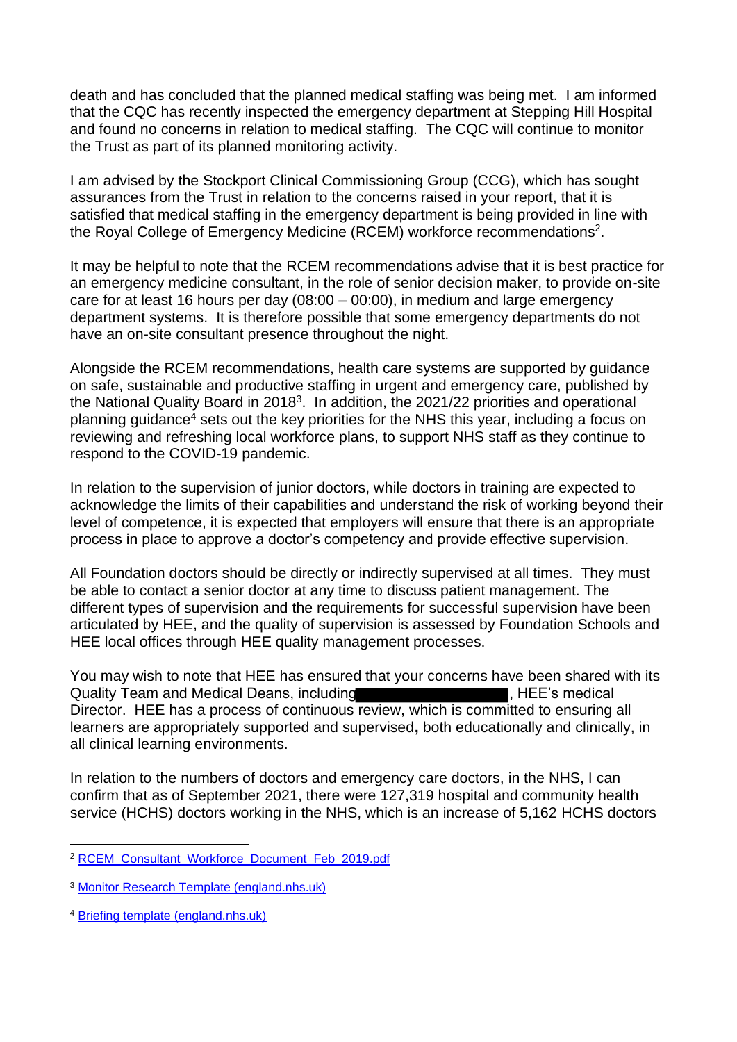death and has concluded that the planned medical staffing was being met. I am informed that the CQC has recently inspected the emergency department at Stepping Hill Hospital and found no concerns in relation to medical staffing. The CQC will continue to monitor the Trust as part of its planned monitoring activity.

I am advised by the Stockport Clinical Commissioning Group (CCG), which has sought assurances from the Trust in relation to the concerns raised in your report, that it is satisfied that medical staffing in the emergency department is being provided in line with the Royal College of Emergency Medicine (RCEM) workforce recommendations[2].

It may be helpful to note that the RCEM recommendations advise that it is best practice for an emergency medicine consultant, in the role of senior decision maker, to provide on-site care for at least 16 hours per day (08:00 – 00:00), in medium and large emergency department systems. It is therefore possible that some emergency departments do not have an on-site consultant presence throughout the night.

Alongside the RCEM recommendations, health care systems are supported by guidance on safe, sustainable and productive staffing in urgent and emergency care, published by the National Quality Board in 2018[3]. In addition, the 2021/22 priorities and operational planning guidance[4] sets out the key priorities for the NHS this year, including a focus on reviewing and refreshing local workforce plans, to support NHS staff as they continue to respond to the COVID-19 pandemic.

In relation to the supervision of junior doctors, while doctors in training are expected to acknowledge the limits of their capabilities and understand the risk of working beyond their level of competence, it is expected that employers will ensure that there is an appropriate process in place to approve a doctor's competency and provide effective supervision.

All Foundation doctors should be directly or indirectly supervised at all times. They must be able to contact a senior doctor at any time to discuss patient management. The different types of supervision and the requirements for successful supervision have been articulated by HEE, and the quality of supervision is assessed by Foundation Schools and HEE local offices through HEE quality management processes.

You may wish to note that HEE has ensured that your concerns have been shared with its Quality Team and Medical Deans, including [REDACTED], HEE's medical Director. HEE has a process of continuous review, which is committed to ensuring all learners are appropriately supported and supervised**,** both educationally and clinically, in all clinical learning environments.

In relation to the numbers of doctors and emergency care doctors, in the NHS, I can confirm that as of September 2021, there were 127,319 hospital and community health service (HCHS) doctors working in the NHS, which is an increase of 5,162 HCHS doctors

---

[2] RCEM_Consultant_Workforce_Document_Feb_2019.pdf

[3] Monitor Research Template (england.nhs.uk)

[4] Briefing template (england.nhs.uk)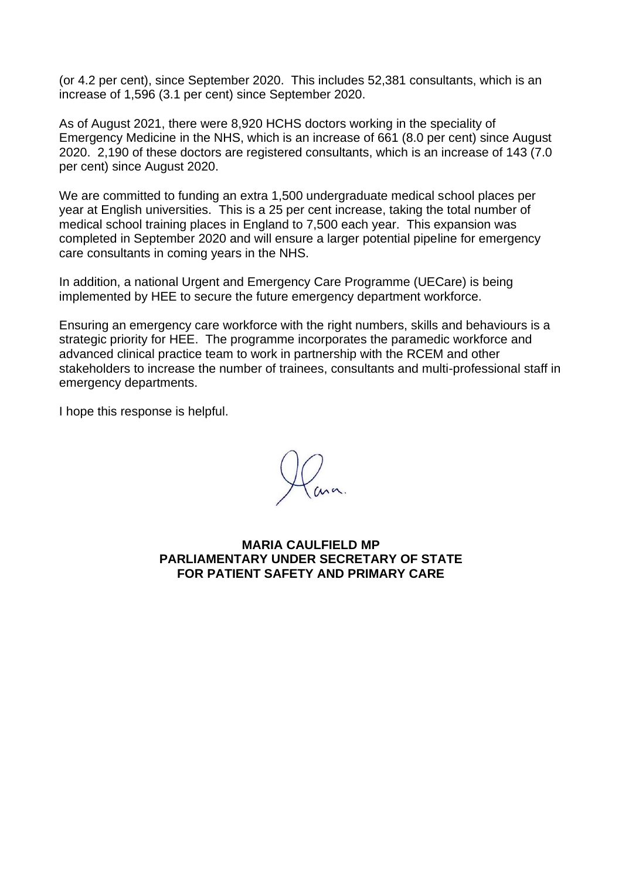(or 4.2 per cent), since September 2020. This includes 52,381 consultants, which is an increase of 1,596 (3.1 per cent) since September 2020.

As of August 2021, there were 8,920 HCHS doctors working in the speciality of Emergency Medicine in the NHS, which is an increase of 661 (8.0 per cent) since August 2020. 2,190 of these doctors are registered consultants, which is an increase of 143 (7.0 per cent) since August 2020.

We are committed to funding an extra 1,500 undergraduate medical school places per year at English universities. This is a 25 per cent increase, taking the total number of medical school training places in England to 7,500 each year. This expansion was completed in September 2020 and will ensure a larger potential pipeline for emergency care consultants in coming years in the NHS.

In addition, a national Urgent and Emergency Care Programme (UECare) is being implemented by HEE to secure the future emergency department workforce.

Ensuring an emergency care workforce with the right numbers, skills and behaviours is a strategic priority for HEE. The programme incorporates the paramedic workforce and advanced clinical practice team to work in partnership with the RCEM and other stakeholders to increase the number of trainees, consultants and multi-professional staff in emergency departments.

I hope this response is helpful.

**MARIA CAULFIELD MP**
**PARLIAMENTARY UNDER SECRETARY OF STATE**
**FOR PATIENT SAFETY AND PRIMARY CARE**